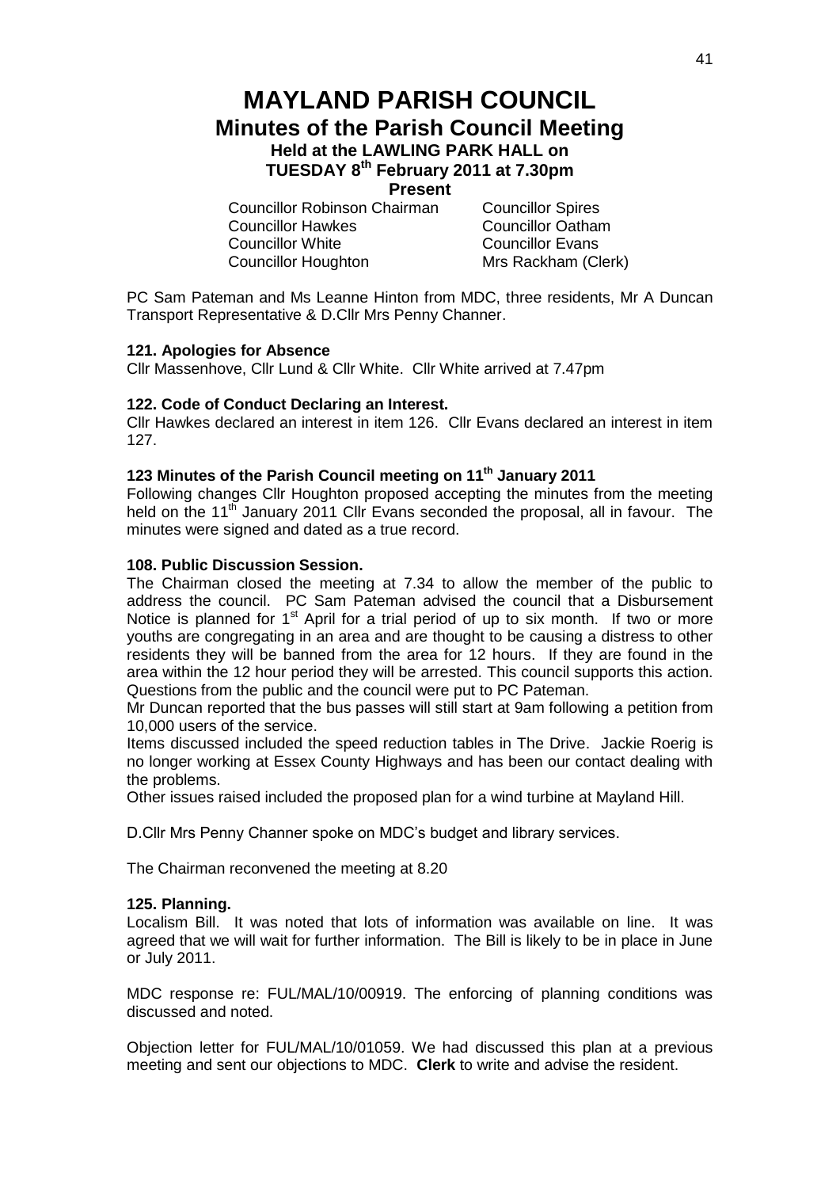# MAYLAND PARISH COUNCIL

## Minutes of the Parish Council Meeting

### Held at the LAWLING PARK HALL on TUESDAY 8th February 2011 at 7.30pm

**Present**

| | |
|---|---|
| Councillor Robinson Chairman | Councillor Spires |
| Councillor Hawkes | Councillor Oatham |
| Councillor White | Councillor Evans |
| Councillor Houghton | Mrs Rackham (Clerk) |

PC Sam Pateman and Ms Leanne Hinton from MDC, three residents, Mr A Duncan Transport Representative & D.Cllr Mrs Penny Channer.

**121. Apologies for Absence**

Cllr Massenhove, Cllr Lund & Cllr White. Cllr White arrived at 7.47pm

**122. Code of Conduct Declaring an Interest.**

Cllr Hawkes declared an interest in item 126. Cllr Evans declared an interest in item 127.

**123 Minutes of the Parish Council meeting on 11th January 2011**

Following changes Cllr Houghton proposed accepting the minutes from the meeting held on the 11th January 2011 Cllr Evans seconded the proposal, all in favour. The minutes were signed and dated as a true record.

**108. Public Discussion Session.**

The Chairman closed the meeting at 7.34 to allow the member of the public to address the council. PC Sam Pateman advised the council that a Disbursement Notice is planned for 1st April for a trial period of up to six month. If two or more youths are congregating in an area and are thought to be causing a distress to other residents they will be banned from the area for 12 hours. If they are found in the area within the 12 hour period they will be arrested. This council supports this action. Questions from the public and the council were put to PC Pateman.

Mr Duncan reported that the bus passes will still start at 9am following a petition from 10,000 users of the service.

Items discussed included the speed reduction tables in The Drive. Jackie Roerig is no longer working at Essex County Highways and has been our contact dealing with the problems.

Other issues raised included the proposed plan for a wind turbine at Mayland Hill.

D.Cllr Mrs Penny Channer spoke on MDC's budget and library services.

The Chairman reconvened the meeting at 8.20

**125. Planning.**

Localism Bill. It was noted that lots of information was available on line. It was agreed that we will wait for further information. The Bill is likely to be in place in June or July 2011.

MDC response re: FUL/MAL/10/00919. The enforcing of planning conditions was discussed and noted.

Objection letter for FUL/MAL/10/01059. We had discussed this plan at a previous meeting and sent our objections to MDC. **Clerk** to write and advise the resident.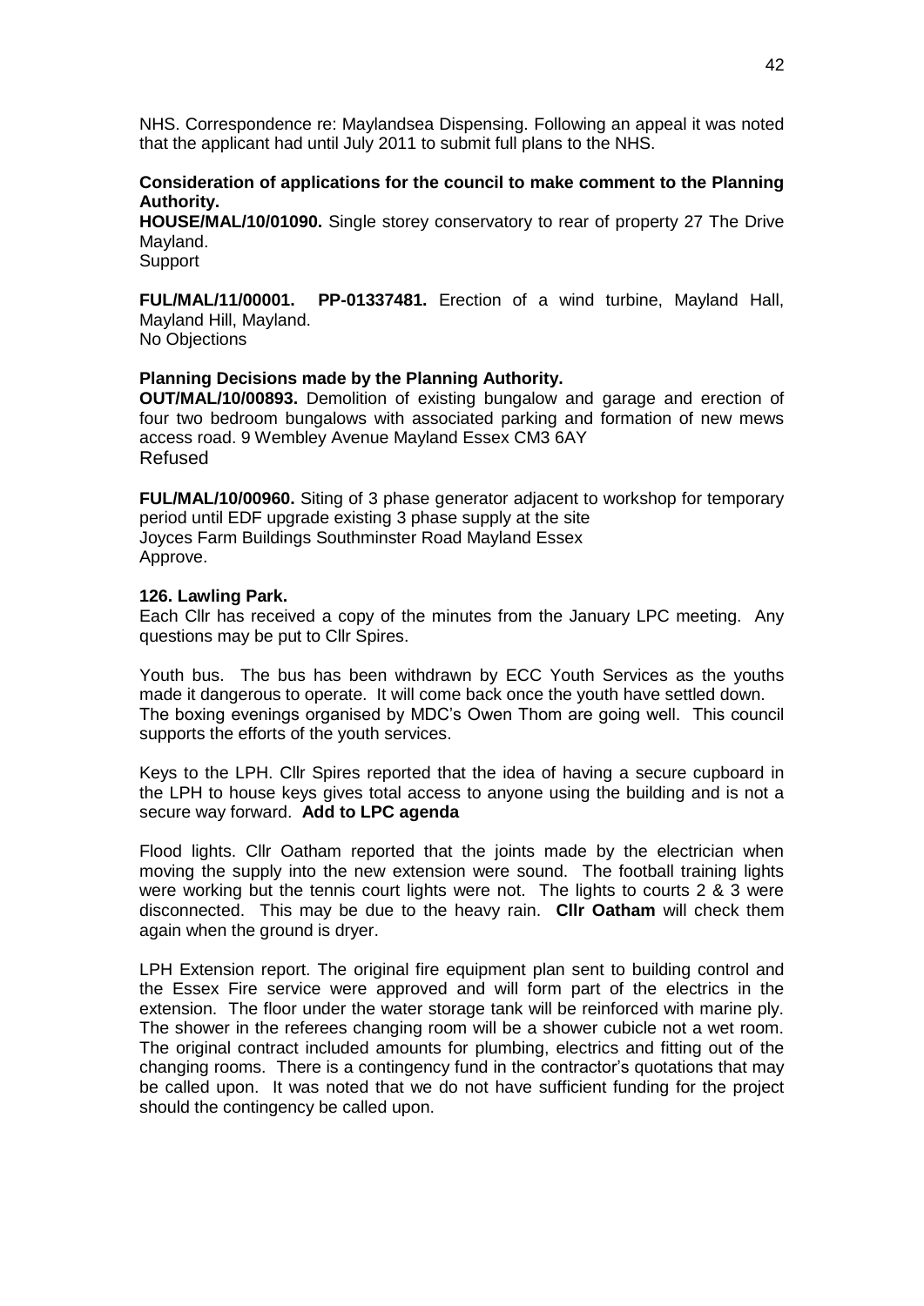NHS. Correspondence re: Maylandsea Dispensing. Following an appeal it was noted that the applicant had until July 2011 to submit full plans to the NHS.

**Consideration of applications for the council to make comment to the Planning Authority.**

**HOUSE/MAL/10/01090.** Single storey conservatory to rear of property 27 The Drive Mayland.
Support

**FUL/MAL/11/00001. PP-01337481.** Erection of a wind turbine, Mayland Hall, Mayland Hill, Mayland.
No Objections

**Planning Decisions made by the Planning Authority.**

**OUT/MAL/10/00893.** Demolition of existing bungalow and garage and erection of four two bedroom bungalows with associated parking and formation of new mews access road. 9 Wembley Avenue Mayland Essex CM3 6AY
Refused

**FUL/MAL/10/00960.** Siting of 3 phase generator adjacent to workshop for temporary period until EDF upgrade existing 3 phase supply at the site
Joyces Farm Buildings Southminster Road Mayland Essex
Approve.

**126. Lawling Park.**

Each Cllr has received a copy of the minutes from the January LPC meeting. Any questions may be put to Cllr Spires.

Youth bus. The bus has been withdrawn by ECC Youth Services as the youths made it dangerous to operate. It will come back once the youth have settled down.
The boxing evenings organised by MDC's Owen Thom are going well. This council supports the efforts of the youth services.

Keys to the LPH. Cllr Spires reported that the idea of having a secure cupboard in the LPH to house keys gives total access to anyone using the building and is not a secure way forward. **Add to LPC agenda**

Flood lights. Cllr Oatham reported that the joints made by the electrician when moving the supply into the new extension were sound. The football training lights were working but the tennis court lights were not. The lights to courts 2 & 3 were disconnected. This may be due to the heavy rain. **Cllr Oatham** will check them again when the ground is dryer.

LPH Extension report. The original fire equipment plan sent to building control and the Essex Fire service were approved and will form part of the electrics in the extension. The floor under the water storage tank will be reinforced with marine ply. The shower in the referees changing room will be a shower cubicle not a wet room. The original contract included amounts for plumbing, electrics and fitting out of the changing rooms. There is a contingency fund in the contractor's quotations that may be called upon. It was noted that we do not have sufficient funding for the project should the contingency be called upon.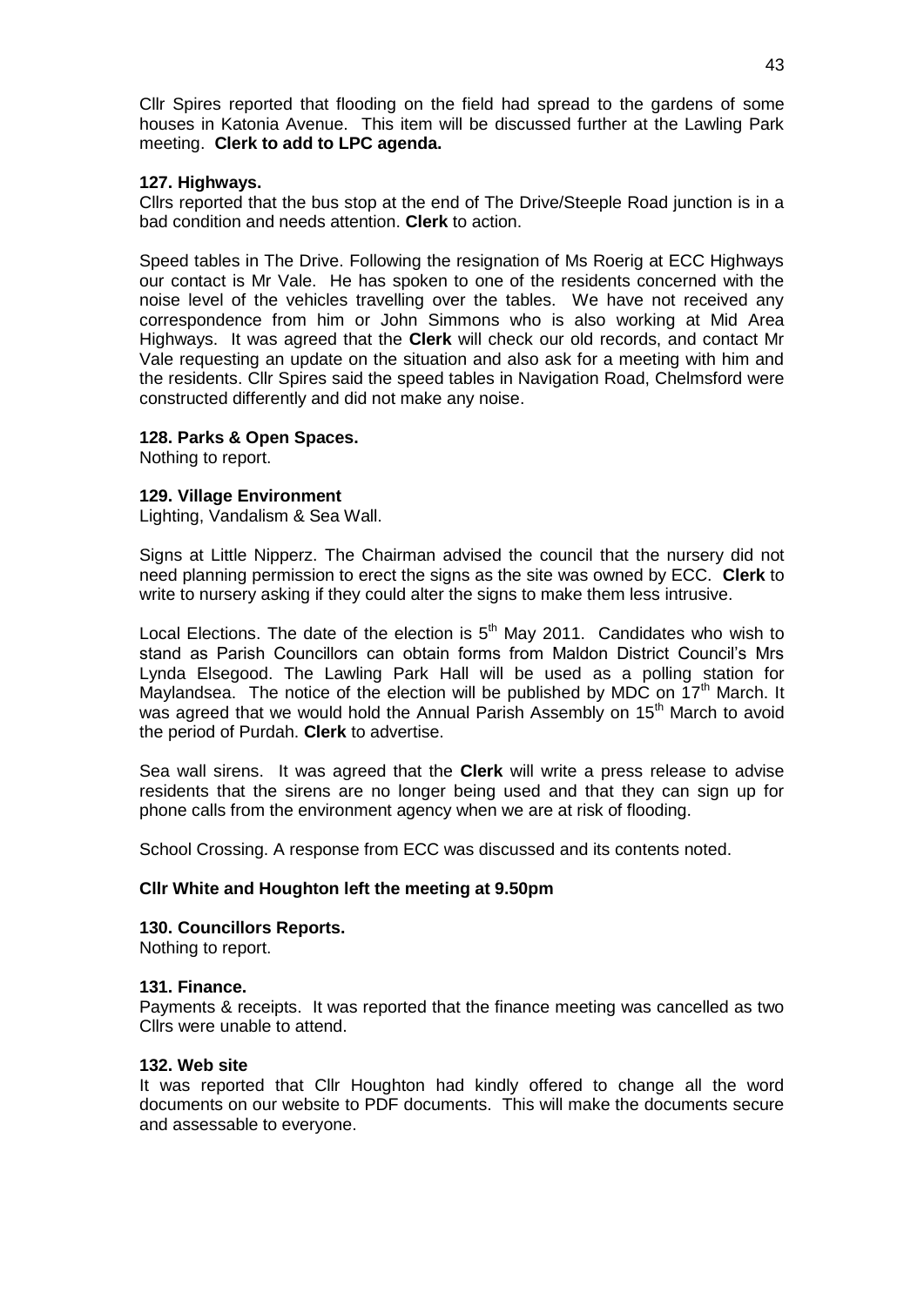Cllr Spires reported that flooding on the field had spread to the gardens of some houses in Katonia Avenue. This item will be discussed further at the Lawling Park meeting. **Clerk to add to LPC agenda.**

**127. Highways.**

Cllrs reported that the bus stop at the end of The Drive/Steeple Road junction is in a bad condition and needs attention. **Clerk** to action.

Speed tables in The Drive. Following the resignation of Ms Roerig at ECC Highways our contact is Mr Vale. He has spoken to one of the residents concerned with the noise level of the vehicles travelling over the tables. We have not received any correspondence from him or John Simmons who is also working at Mid Area Highways. It was agreed that the **Clerk** will check our old records, and contact Mr Vale requesting an update on the situation and also ask for a meeting with him and the residents. Cllr Spires said the speed tables in Navigation Road, Chelmsford were constructed differently and did not make any noise.

**128. Parks & Open Spaces.**

Nothing to report.

**129. Village Environment**

Lighting, Vandalism & Sea Wall.

Signs at Little Nipperz. The Chairman advised the council that the nursery did not need planning permission to erect the signs as the site was owned by ECC. **Clerk** to write to nursery asking if they could alter the signs to make them less intrusive.

Local Elections. The date of the election is 5th May 2011. Candidates who wish to stand as Parish Councillors can obtain forms from Maldon District Council's Mrs Lynda Elsegood. The Lawling Park Hall will be used as a polling station for Maylandsea. The notice of the election will be published by MDC on 17th March. It was agreed that we would hold the Annual Parish Assembly on 15th March to avoid the period of Purdah. **Clerk** to advertise.

Sea wall sirens. It was agreed that the **Clerk** will write a press release to advise residents that the sirens are no longer being used and that they can sign up for phone calls from the environment agency when we are at risk of flooding.

School Crossing. A response from ECC was discussed and its contents noted.

**Cllr White and Houghton left the meeting at 9.50pm**

**130. Councillors Reports.**

Nothing to report.

**131. Finance.**

Payments & receipts. It was reported that the finance meeting was cancelled as two Cllrs were unable to attend.

**132. Web site**

It was reported that Cllr Houghton had kindly offered to change all the word documents on our website to PDF documents. This will make the documents secure and assessable to everyone.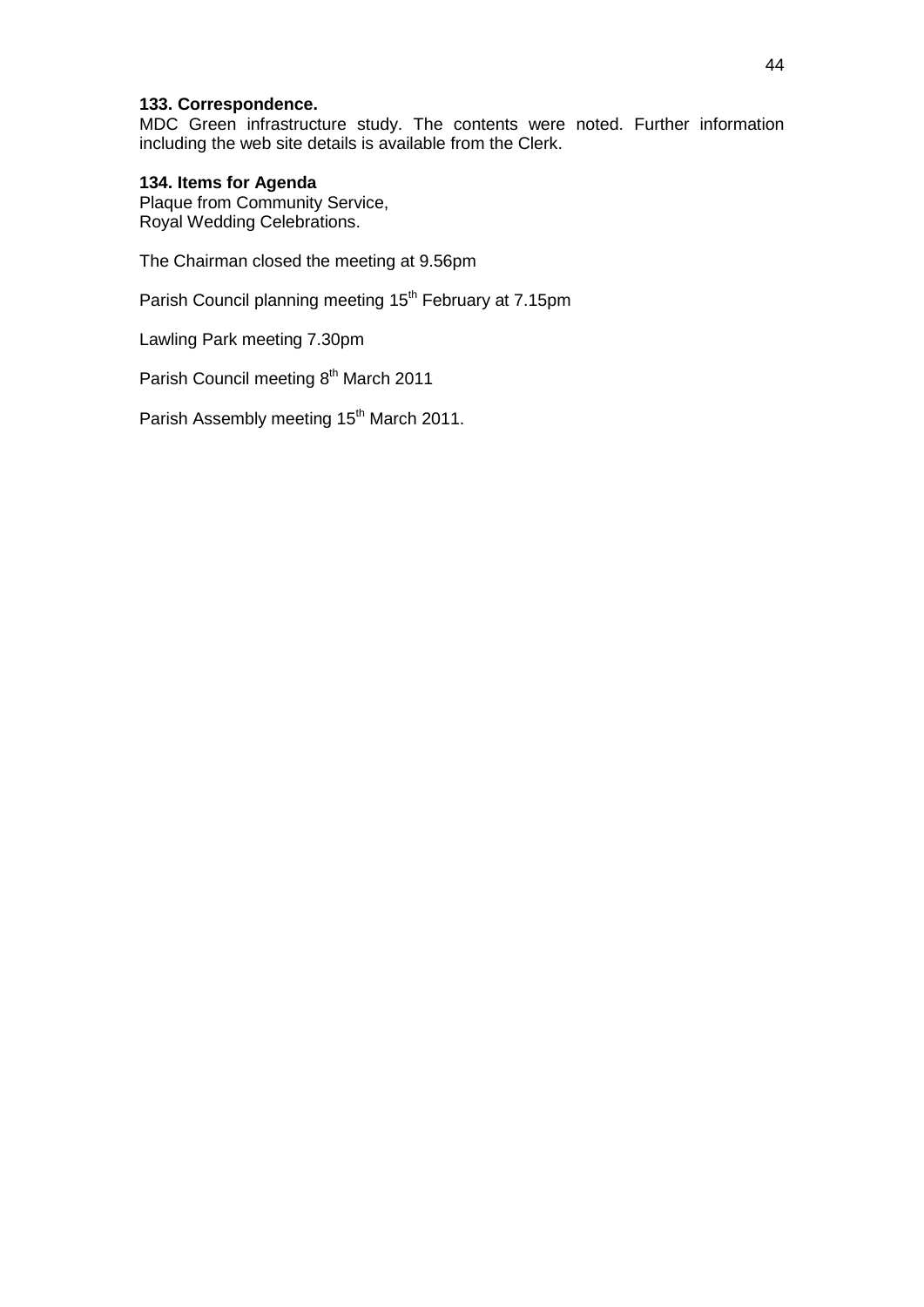**133. Correspondence.**

MDC Green infrastructure study. The contents were noted. Further information including the web site details is available from the Clerk.

**134. Items for Agenda**

Plaque from Community Service,
Royal Wedding Celebrations.

The Chairman closed the meeting at 9.56pm

Parish Council planning meeting 15th February at 7.15pm

Lawling Park meeting 7.30pm

Parish Council meeting 8th March 2011

Parish Assembly meeting 15th March 2011.